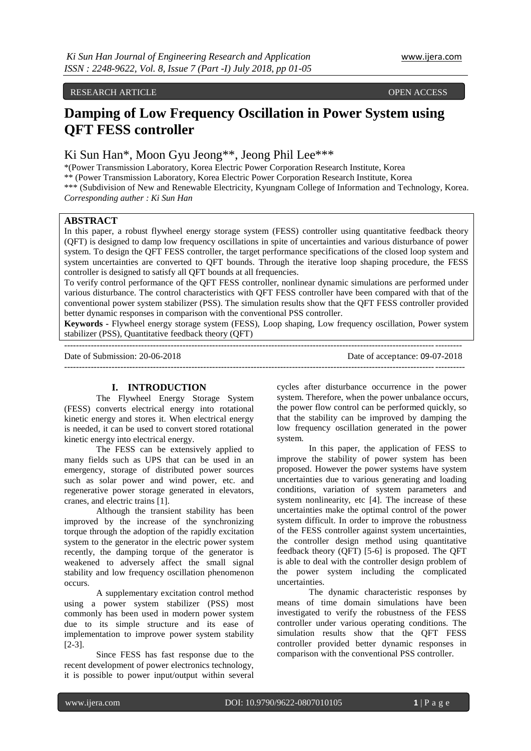RESEARCH ARTICLE OPEN ACCESS

# Damping of Low Frequency Oscillation in Power System using QFT FESS controller

Ki Sun Han*, Moon Gyu Jeong**, Jeong Phil Lee***

*(Power Transmission Laboratory, Korea Electric Power Corporation Research Institute, Korea

** (Power Transmission Laboratory, Korea Electric Power Corporation Research Institute, Korea

*** (Subdivision of New and Renewable Electricity, Kyungnam College of Information and Technology, Korea.

*Corresponding auther : Ki Sun Han*

## ABSTRACT

In this paper, a robust flywheel energy storage system (FESS) controller using quantitative feedback theory (QFT) is designed to damp low frequency oscillations in spite of uncertainties and various disturbance of power system. To design the QFT FESS controller, the target performance specifications of the closed loop system and system uncertainties are converted to QFT bounds. Through the iterative loop shaping procedure, the FESS controller is designed to satisfy all QFT bounds at all frequencies.

To verify control performance of the QFT FESS controller, nonlinear dynamic simulations are performed under various disturbance. The control characteristics with QFT FESS controller have been compared with that of the conventional power system stabilizer (PSS). The simulation results show that the QFT FESS controller provided better dynamic responses in comparison with the conventional PSS controller.

**Keywords -** Flywheel energy storage system (FESS), Loop shaping, Low frequency oscillation, Power system stabilizer (PSS), Quantitative feedback theory (QFT)

---

Date of Submission: 20-06-2018 Date of acceptance: 09-07-2018

---

## I. INTRODUCTION

The Flywheel Energy Storage System (FESS) converts electrical energy into rotational kinetic energy and stores it. When electrical energy is needed, it can be used to convert stored rotational kinetic energy into electrical energy.

The FESS can be extensively applied to many fields such as UPS that can be used in an emergency, storage of distributed power sources such as solar power and wind power, etc. and regenerative power storage generated in elevators, cranes, and electric trains [1].

Although the transient stability has been improved by the increase of the synchronizing torque through the adoption of the rapidly excitation system to the generator in the electric power system recently, the damping torque of the generator is weakened to adversely affect the small signal stability and low frequency oscillation phenomenon occurs.

A supplementary excitation control method using a power system stabilizer (PSS) most commonly has been used in modern power system due to its simple structure and its ease of implementation to improve power system stability [2-3].

Since FESS has fast response due to the recent development of power electronics technology, it is possible to power input/output within several cycles after disturbance occurrence in the power system. Therefore, when the power unbalance occurs, the power flow control can be performed quickly, so that the stability can be improved by damping the low frequency oscillation generated in the power system.

In this paper, the application of FESS to improve the stability of power system has been proposed. However the power systems have system uncertainties due to various generating and loading conditions, variation of system parameters and system nonlinearity, etc [4]. The increase of these uncertainties make the optimal control of the power system difficult. In order to improve the robustness of the FESS controller against system uncertainties, the controller design method using quantitative feedback theory (QFT) [5-6] is proposed. The QFT is able to deal with the controller design problem of the power system including the complicated uncertainties.

The dynamic characteristic responses by means of time domain simulations have been investigated to verify the robustness of the FESS controller under various operating conditions. The simulation results show that the QFT FESS controller provided better dynamic responses in comparison with the conventional PSS controller.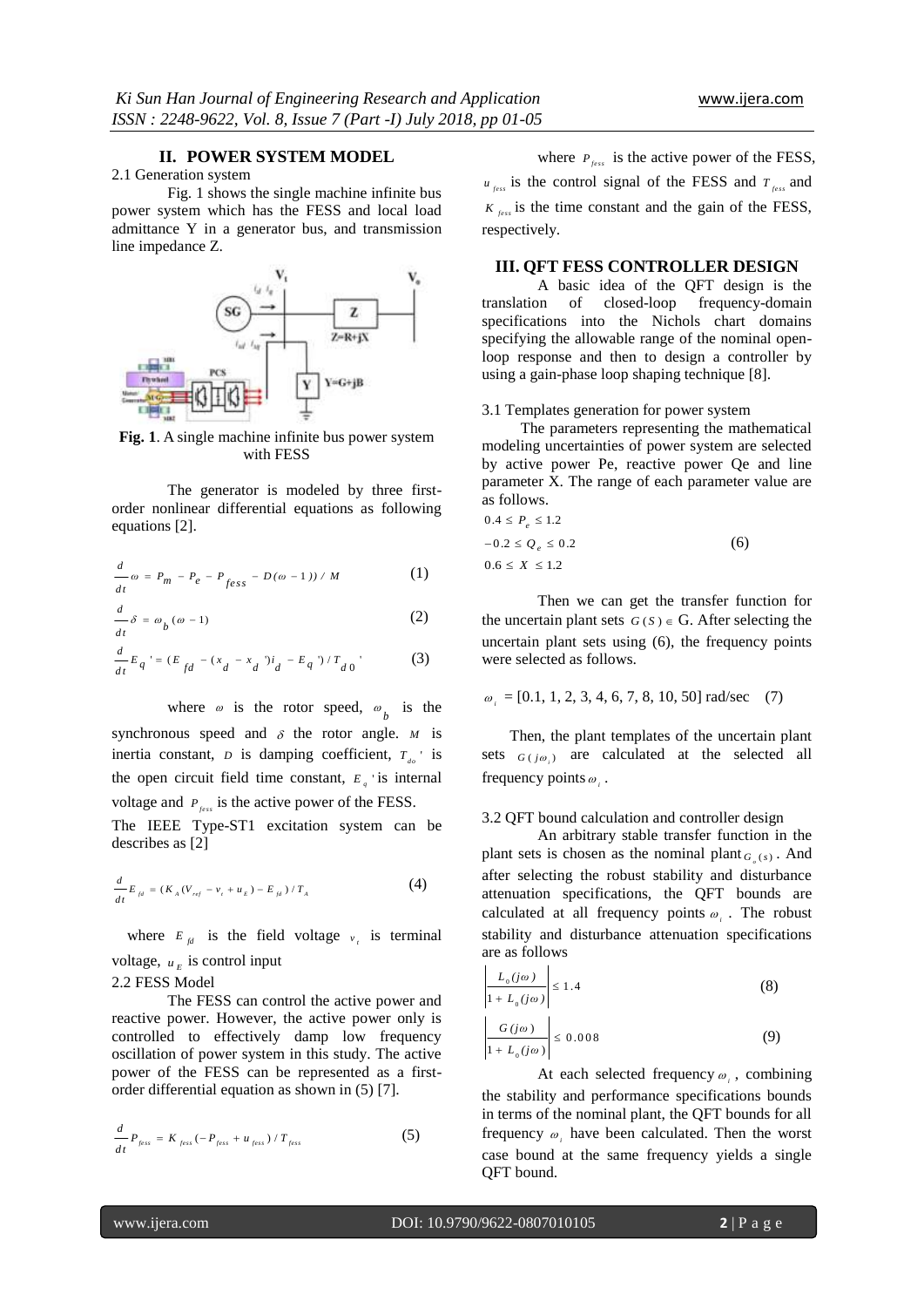## II. POWER SYSTEM MODEL

2.1 Generation system

Fig. 1 shows the single machine infinite bus power system which has the FESS and local load admittance Y in a generator bus, and transmission line impedance Z.

**Fig. 1**. A single machine infinite bus power system with FESS

The generator is modeled by three first-order nonlinear differential equations as following equations [2].

$$\frac{d}{dt}\omega = P_m - P_e - P_{fess} - D(\omega - 1))/M \tag{1}$$

$$\frac{d}{dt}\delta = \omega_b(\omega - 1) \tag{2}$$

$$\frac{d}{dt}E_q{}' = (E_{fd} - (x_d - x_d{}')i_d - E_q{}')/T_{d0}{}' \tag{3}$$

where $\omega$ is the rotor speed, $\omega_b$ is the synchronous speed and $\delta$ the rotor angle. $M$ is inertia constant, $D$ is damping coefficient, $T_{do}{}'$ is the open circuit field time constant, $E_q{}'$ is internal voltage and $P_{fess}$ is the active power of the FESS.

The IEEE Type-ST1 excitation system can be describes as [2]

$$\frac{d}{dt}E_{fd} = (K_A(V_{ref} - v_t + u_E) - E_{fd})/T_A \tag{4}$$

where $E_{fd}$ is the field voltage $v_t$ is terminal voltage, $u_E$ is control input

2.2 FESS Model

The FESS can control the active power and reactive power. However, the active power only is controlled to effectively damp low frequency oscillation of power system in this study. The active power of the FESS can be represented as a first-order differential equation as shown in (5) [7].

$$\frac{d}{dt}P_{fess} = K_{fess}(-P_{fess} + u_{fess})/T_{fess} \tag{5}$$

where $P_{fess}$ is the active power of the FESS, $u_{fess}$ is the control signal of the FESS and $T_{fess}$ and $K_{fess}$ is the time constant and the gain of the FESS, respectively.

## III. QFT FESS CONTROLLER DESIGN

A basic idea of the QFT design is the translation of closed-loop frequency-domain specifications into the Nichols chart domains specifying the allowable range of the nominal open-loop response and then to design a controller by using a gain-phase loop shaping technique [8].

3.1 Templates generation for power system

The parameters representing the mathematical modeling uncertainties of power system are selected by active power Pe, reactive power Qe and line parameter X. The range of each parameter value are as follows.

$$\begin{aligned} &0.4 \le P_e \le 1.2 \\ &-0.2 \le Q_e \le 0.2 \\ &0.6 \le X \le 1.2 \end{aligned} \tag{6}$$

Then we can get the transfer function for the uncertain plant sets $G(S) \in$ G. After selecting the uncertain plant sets using (6), the frequency points were selected as follows.

$$\omega_i = [0.1, 1, 2, 3, 4, 6, 7, 8, 10, 50] \text{ rad/sec} \tag{7}$$

Then, the plant templates of the uncertain plant sets $G(j\omega_i)$ are calculated at the selected all frequency points $\omega_i$.

3.2 QFT bound calculation and controller design

An arbitrary stable transfer function in the plant sets is chosen as the nominal plant $G_o(s)$. And after selecting the robust stability and disturbance attenuation specifications, the QFT bounds are calculated at all frequency points $\omega_i$. The robust stability and disturbance attenuation specifications are as follows

$$\left| \frac{L_0(j\omega)}{1 + L_0(j\omega)} \right| \le 1.4 \tag{8}$$

$$\left| \frac{G(j\omega)}{1 + L_0(j\omega)} \right| \le 0.008 \tag{9}$$

At each selected frequency $\omega_i$, combining the stability and performance specifications bounds in terms of the nominal plant, the QFT bounds for all frequency $\omega_i$ have been calculated. Then the worst case bound at the same frequency yields a single QFT bound.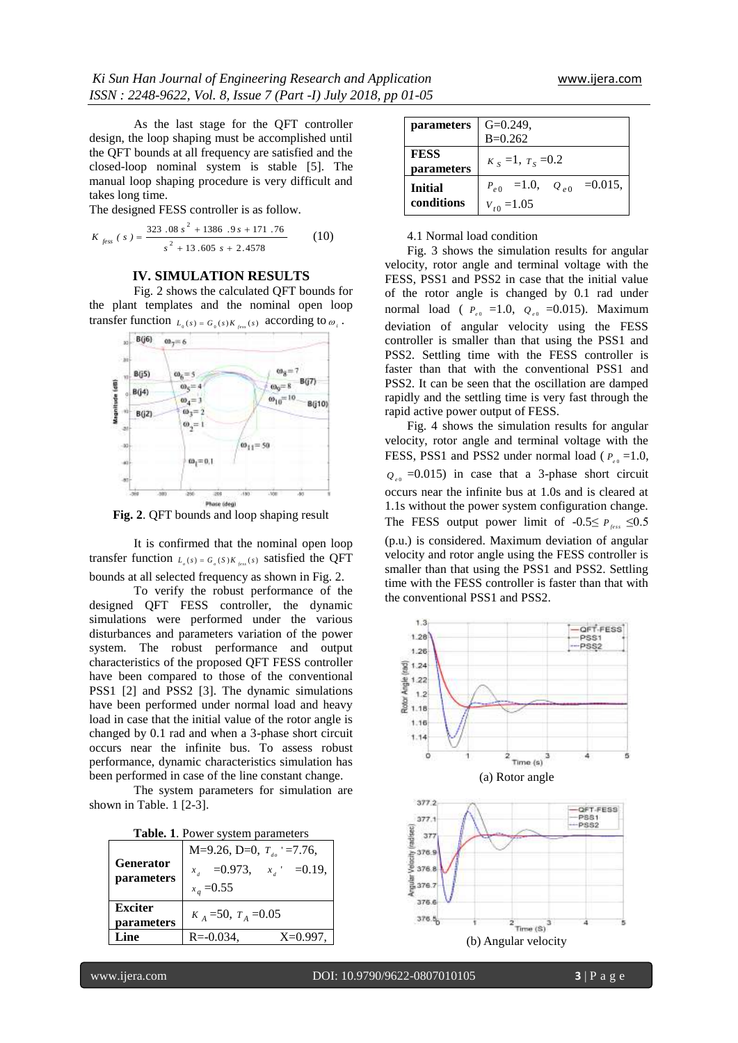As the last stage for the QFT controller design, the loop shaping must be accomplished until the QFT bounds at all frequency are satisfied and the closed-loop nominal system is stable [5]. The manual loop shaping procedure is very difficult and takes long time.

The designed FESS controller is as follow.

$$K_{fess}(s) = \frac{323.08s^2 + 1386.9s + 171.76}{s^2 + 13.605s + 2.4578} \tag{10}$$

## IV. SIMULATION RESULTS

Fig. 2 shows the calculated QFT bounds for the plant templates and the nominal open loop transfer function $L_o(s) = G_o(s)K_{fess}(s)$ according to $\omega_i$.

**Fig. 2**. QFT bounds and loop shaping result

It is confirmed that the nominal open loop transfer function $L_o(s) = G_o(s)K_{fess}(s)$ satisfied the QFT bounds at all selected frequency as shown in Fig. 2.

To verify the robust performance of the designed QFT FESS controller, the dynamic simulations were performed under the various disturbances and parameters variation of the power system. The robust performance and output characteristics of the proposed QFT FESS controller have been compared to those of the conventional PSS1 [2] and PSS2 [3]. The dynamic simulations have been performed under normal load and heavy load in case that the initial value of the rotor angle is changed by 0.1 rad and when a 3-phase short circuit occurs near the infinite bus. To assess robust performance, dynamic characteristics simulation has been performed in case of the line constant change.

The system parameters for simulation are shown in Table. 1 [2-3].

**Table. 1**. Power system parameters

| | |
|---|---|
| **Generator parameters** | M=9.26, D=0, $T_{do}'$=7.76, $x_d$ =0.973, $x_d'$ =0.19, $x_q$ =0.55 |
| **Exciter parameters** | $K_A$=50, $T_A$=0.05 |
| **Line parameters** | R=-0.034, X=0.997, G=0.249, B=0.262 |
| **FESS parameters** | $K_S$=1, $T_S$=0.2 |
| **Initial conditions** | $P_{e0}$ =1.0, $Q_{e0}$ =0.015, $V_{t0}$=1.05 |

4.1 Normal load condition

Fig. 3 shows the simulation results for angular velocity, rotor angle and terminal voltage with the FESS, PSS1 and PSS2 in case that the initial value of the rotor angle is changed by 0.1 rad under normal load ( $P_{e0}$ =1.0, $Q_{e0}$ =0.015). Maximum deviation of angular velocity using the FESS controller is smaller than that using the PSS1 and PSS2. Settling time with the FESS controller is faster than that with the conventional PSS1 and PSS2. It can be seen that the oscillation are damped rapidly and the settling time is very fast through the rapid active power output of FESS.

Fig. 4 shows the simulation results for angular velocity, rotor angle and terminal voltage with the FESS, PSS1 and PSS2 under normal load ( $P_{e0}$=1.0, $Q_{e0}$ =0.015) in case that a 3-phase short circuit occurs near the infinite bus at 1.0s and is cleared at 1.1s without the power system configuration change. The FESS output power limit of -0.5≤ $P_{fess}$ ≤0.5 (p.u.) is considered. Maximum deviation of angular velocity and rotor angle using the FESS controller is smaller than that using the PSS1 and PSS2. Settling time with the FESS controller is faster than that with the conventional PSS1 and PSS2.

(a) Rotor angle

(b) Angular velocity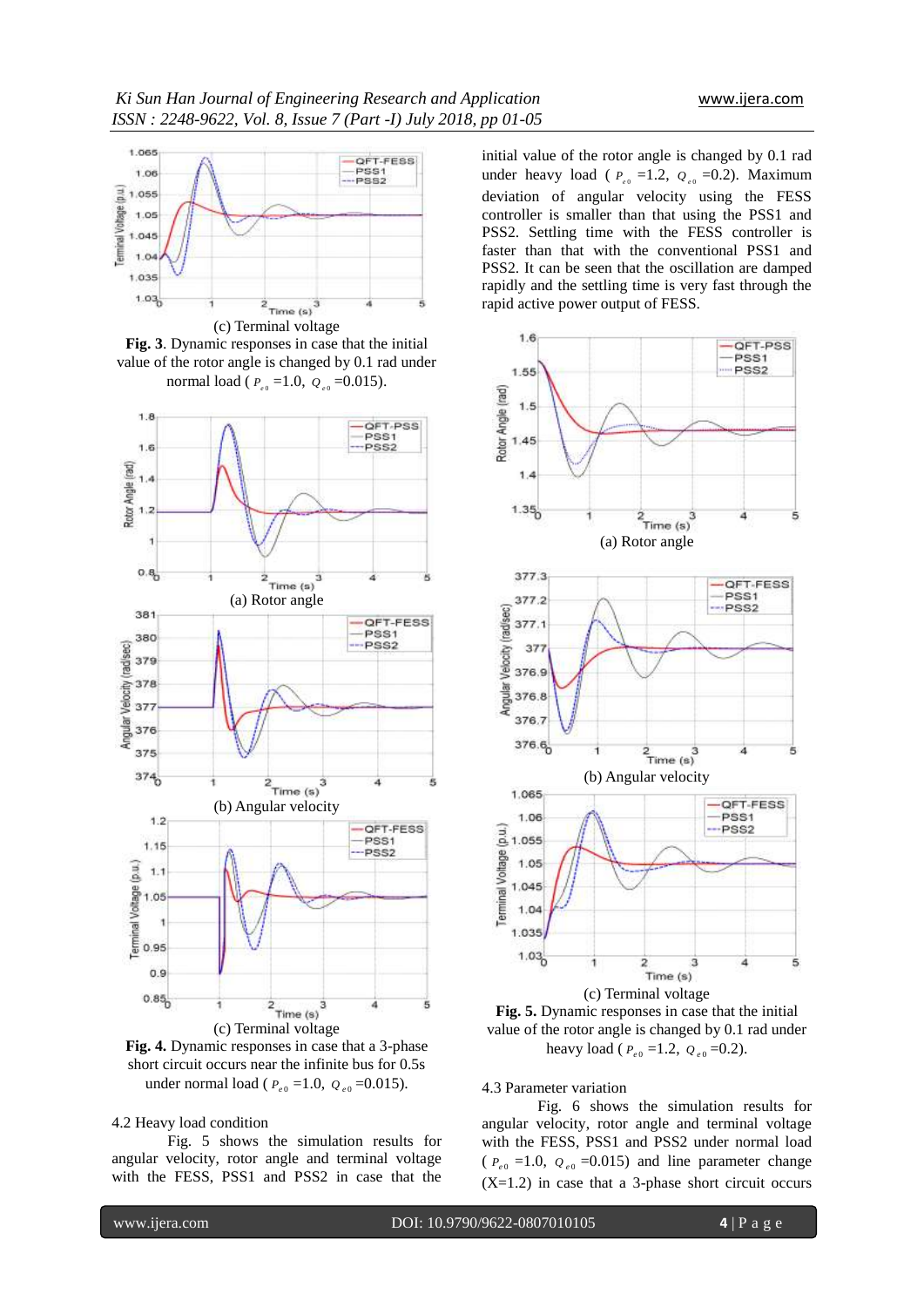(c) Terminal voltage

**Fig. 3**. Dynamic responses in case that the initial value of the rotor angle is changed by 0.1 rad under normal load ( $P_{e0}$ =1.0, $Q_{e0}$ =0.015).

(a) Rotor angle

(b) Angular velocity

(c) Terminal voltage

**Fig. 4.** Dynamic responses in case that a 3-phase short circuit occurs near the infinite bus for 0.5s under normal load ( $P_{e0}$ =1.0, $Q_{e0}$ =0.015).

4.2 Heavy load condition

Fig. 5 shows the simulation results for angular velocity, rotor angle and terminal voltage with the FESS, PSS1 and PSS2 in case that the initial value of the rotor angle is changed by 0.1 rad under heavy load ( $P_{e0}$ =1.2, $Q_{e0}$ =0.2). Maximum deviation of angular velocity using the FESS controller is smaller than that using the PSS1 and PSS2. Settling time with the FESS controller is faster than that with the conventional PSS1 and PSS2. It can be seen that the oscillation are damped rapidly and the settling time is very fast through the rapid active power output of FESS.

(a) Rotor angle

(b) Angular velocity

(c) Terminal voltage

**Fig. 5.** Dynamic responses in case that the initial value of the rotor angle is changed by 0.1 rad under heavy load ( $P_{e0}$ =1.2, $Q_{e0}$ =0.2).

4.3 Parameter variation

Fig. 6 shows the simulation results for angular velocity, rotor angle and terminal voltage with the FESS, PSS1 and PSS2 under normal load ( $P_{e0}$ =1.0, $Q_{e0}$ =0.015) and line parameter change (X=1.2) in case that a 3-phase short circuit occurs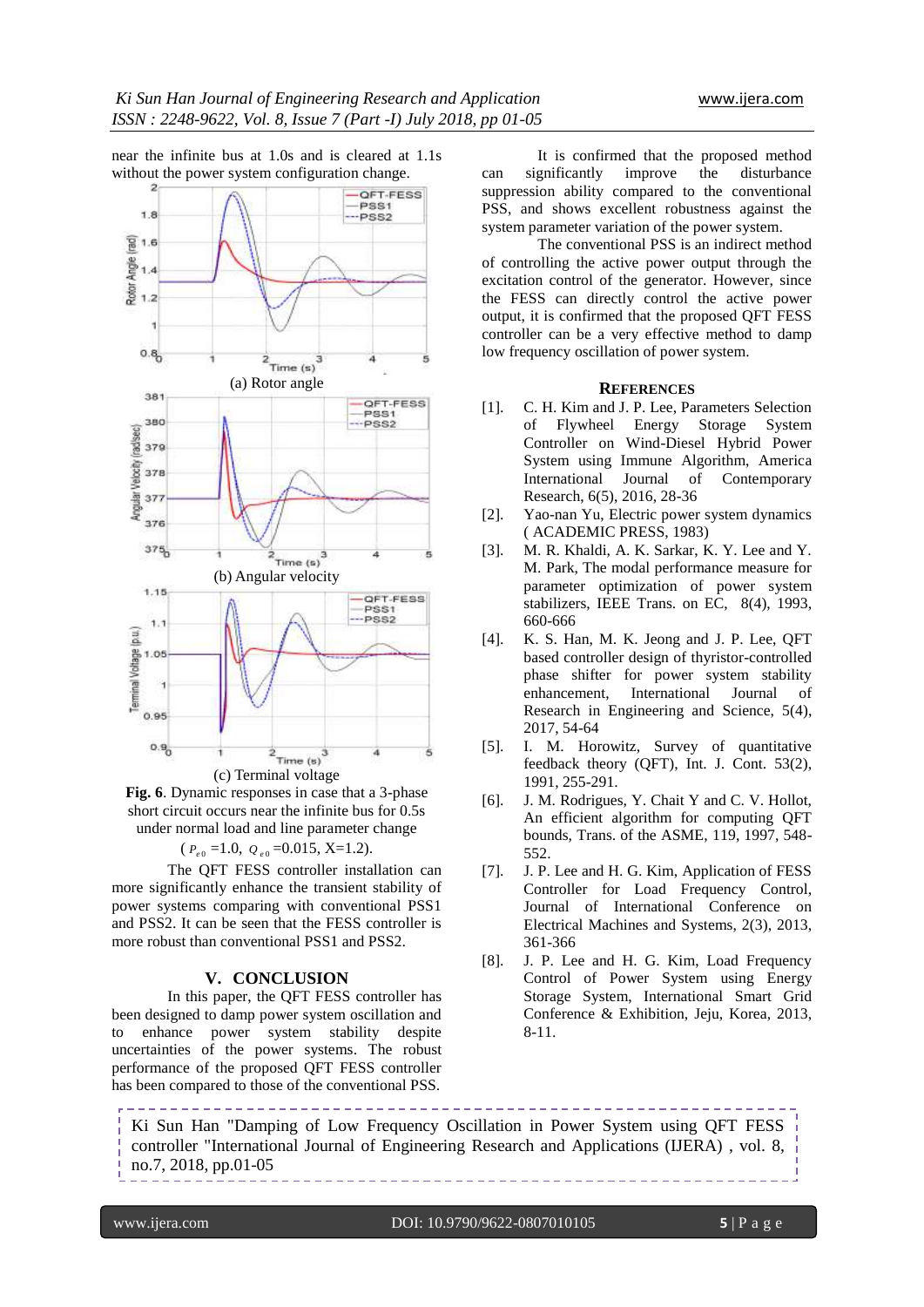near the infinite bus at 1.0s and is cleared at 1.1s without the power system configuration change.

Rotor Angle (rad)
2
1.8
1.6
1.4
1.2
1
0.8
0 1 2 3 4 5
Time (s)
QFT-FESS
PSS1
PSS2

(a) Rotor angle

Angular Velocity (rad/sec)
381
380
379
378
377
376
375
0 1 2 3 4 5
Time (s)
QFT-FESS
PSS1
PSS2

(b) Angular velocity

Terminal Voltage (p.u.)
1.15
1.1
1.05
1
0.95
0.9
0 1 2 3 4 5
Time (s)
QFT-FESS
PSS1
PSS2

(c) Terminal voltage

**Fig. 6**. Dynamic responses in case that a 3-phase short circuit occurs near the infinite bus for 0.5s under normal load and line parameter change ($P_{e0}$ =1.0, $Q_{e0}$ =0.015, X=1.2).

The QFT FESS controller installation can more significantly enhance the transient stability of power systems comparing with conventional PSS1 and PSS2. It can be seen that the FESS controller is more robust than conventional PSS1 and PSS2.

## V. CONCLUSION

In this paper, the QFT FESS controller has been designed to damp power system oscillation and to enhance power system stability despite uncertainties of the power systems. The robust performance of the proposed QFT FESS controller has been compared to those of the conventional PSS.

It is confirmed that the proposed method can significantly improve the disturbance suppression ability compared to the conventional PSS, and shows excellent robustness against the system parameter variation of the power system.

The conventional PSS is an indirect method of controlling the active power output through the excitation control of the generator. However, since the FESS can directly control the active power output, it is confirmed that the proposed QFT FESS controller can be a very effective method to damp low frequency oscillation of power system.

## REFERENCES

[1]. C. H. Kim and J. P. Lee, Parameters Selection of Flywheel Energy Storage System Controller on Wind-Diesel Hybrid Power System using Immune Algorithm, America International Journal of Contemporary Research, 6(5), 2016, 28-36

[2]. Yao-nan Yu, Electric power system dynamics ( ACADEMIC PRESS, 1983)

[3]. M. R. Khaldi, A. K. Sarkar, K. Y. Lee and Y. M. Park, The modal performance measure for parameter optimization of power system stabilizers, IEEE Trans. on EC, 8(4), 1993, 660-666

[4]. K. S. Han, M. K. Jeong and J. P. Lee, QFT based controller design of thyristor-controlled phase shifter for power system stability enhancement, International Journal of Research in Engineering and Science, 5(4), 2017, 54-64

[5]. I. M. Horowitz, Survey of quantitative feedback theory (QFT), Int. J. Cont. 53(2), 1991, 255-291.

[6]. J. M. Rodrigues, Y. Chait Y and C. V. Hollot, An efficient algorithm for computing QFT bounds, Trans. of the ASME, 119, 1997, 548-552.

[7]. J. P. Lee and H. G. Kim, Application of FESS Controller for Load Frequency Control, Journal of International Conference on Electrical Machines and Systems, 2(3), 2013, 361-366

[8]. J. P. Lee and H. G. Kim, Load Frequency Control of Power System using Energy Storage System, International Smart Grid Conference & Exhibition, Jeju, Korea, 2013, 8-11.

Ki Sun Han "Damping of Low Frequency Oscillation in Power System using QFT FESS controller "International Journal of Engineering Research and Applications (IJERA) , vol. 8, no.7, 2018, pp.01-05